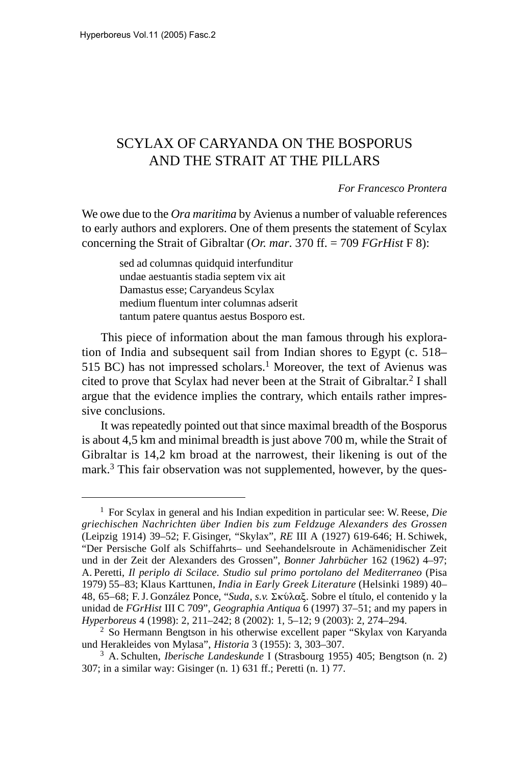# SCYLAX OF CARYANDA ON THE BOSPORUS AND THE STRAIT AT THE PILLARS

*For Francesco Prontera*

We owe due to the *Ora maritima* by Avienus a number of valuable references to early authors and explorers. One of them presents the statement of Scylax concerning the Strait of Gibraltar (*Or. mar*. 370 ff. = 709 *FGrHist* F 8):

> sed ad columnas quidquid interfunditur
> undae aestuantis stadia septem vix ait
> Damastus esse; Caryandeus Scylax
> medium fluentum inter columnas adserit
> tantum patere quantus aestus Bosporo est.

This piece of information about the man famous through his exploration of India and subsequent sail from Indian shores to Egypt (c. 518–515 BC) has not impressed scholars.[1] Moreover, the text of Avienus was cited to prove that Scylax had never been at the Strait of Gibraltar.[2] I shall argue that the evidence implies the contrary, which entails rather impressive conclusions.

It was repeatedly pointed out that since maximal breadth of the Bosporus is about 4,5 km and minimal breadth is just above 700 m, while the Strait of Gibraltar is 14,2 km broad at the narrowest, their likening is out of the mark.[3] This fair observation was not supplemented, however, by the ques-

---

[1] For Scylax in general and his Indian expedition in particular see: W. Reese, *Die griechischen Nachrichten über Indien bis zum Feldzuge Alexanders des Grossen* (Leipzig 1914) 39–52; F. Gisinger, "Skylax", *RE* III A (1927) 619-646; H. Schiwek, "Der Persische Golf als Schiffahrts– und Seehandelsroute in Achämenidischer Zeit und in der Zeit der Alexanders des Grossen", *Bonner Jahrbücher* 162 (1962) 4–97; A. Peretti, *Il periplo di Scilace. Studio sul primo portolano del Mediterraneo* (Pisa 1979) 55–83; Klaus Karttunen, *India in Early Greek Literature* (Helsinki 1989) 40–48, 65–68; F. J. González Ponce, "*Suda, s.v.* Σκύλαξ. Sobre el título, el contenido y la unidad de *FGrHist* III C 709", *Geographia Antiqua* 6 (1997) 37–51; and my papers in *Hyperboreus* 4 (1998): 2, 211–242; 8 (2002): 1, 5–12; 9 (2003): 2, 274–294.

[2] So Hermann Bengtson in his otherwise excellent paper "Skylax von Karyanda und Herakleides von Mylasa", *Historia* 3 (1955): 3, 303–307.

[3] A. Schulten, *Iberische Landeskunde* I (Strasbourg 1955) 405; Bengtson (n. 2) 307; in a similar way: Gisinger (n. 1) 631 ff.; Peretti (n. 1) 77.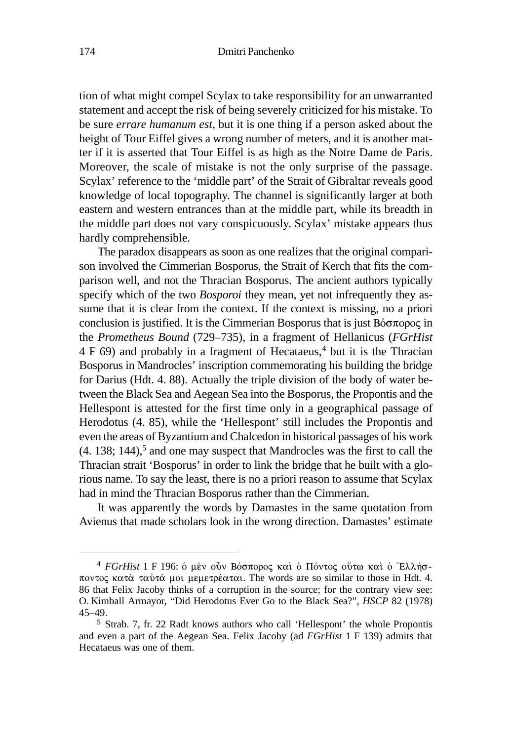tion of what might compel Scylax to take responsibility for an unwarranted statement and accept the risk of being severely criticized for his mistake. To be sure *errare humanum est*, but it is one thing if a person asked about the height of Tour Eiffel gives a wrong number of meters, and it is another matter if it is asserted that Tour Eiffel is as high as the Notre Dame de Paris. Moreover, the scale of mistake is not the only surprise of the passage. Scylax' reference to the 'middle part' of the Strait of Gibraltar reveals good knowledge of local topography. The channel is significantly larger at both eastern and western entrances than at the middle part, while its breadth in the middle part does not vary conspicuously. Scylax' mistake appears thus hardly comprehensible.

The paradox disappears as soon as one realizes that the original comparison involved the Cimmerian Bosporus, the Strait of Kerch that fits the comparison well, and not the Thracian Bosporus. The ancient authors typically specify which of the two *Bosporoi* they mean, yet not infrequently they assume that it is clear from the context. If the context is missing, no a priori conclusion is justified. It is the Cimmerian Bosporus that is just Βόσπορος in the *Prometheus Bound* (729–735), in a fragment of Hellanicus (*FGrHist* 4 F 69) and probably in a fragment of Hecataeus,[4] but it is the Thracian Bosporus in Mandrocles' inscription commemorating his building the bridge for Darius (Hdt. 4. 88). Actually the triple division of the body of water between the Black Sea and Aegean Sea into the Bosporus, the Propontis and the Hellespont is attested for the first time only in a geographical passage of Herodotus (4. 85), while the 'Hellespont' still includes the Propontis and even the areas of Byzantium and Chalcedon in historical passages of his work (4. 138; 144),[5] and one may suspect that Mandrocles was the first to call the Thracian strait 'Bosporus' in order to link the bridge that he built with a glorious name. To say the least, there is no a priori reason to assume that Scylax had in mind the Thracian Bosporus rather than the Cimmerian.

It was apparently the words by Damastes in the same quotation from Avienus that made scholars look in the wrong direction. Damastes' estimate

---

[4] *FGrHist* 1 F 196: ὁ μὲν οὖν Βόσπορος καὶ ὁ Πόντος οὕτω καὶ ὁ Ἑλλήσποντος κατὰ ταὐτά μοι μεμετρέαται. The words are so similar to those in Hdt. 4. 86 that Felix Jacoby thinks of a corruption in the source; for the contrary view see: O. Kimball Armayor, "Did Herodotus Ever Go to the Black Sea?", *HSCP* 82 (1978) 45–49.

[5] Strab. 7, fr. 22 Radt knows authors who call 'Hellespont' the whole Propontis and even a part of the Aegean Sea. Felix Jacoby (ad *FGrHist* 1 F 139) admits that Hecataeus was one of them.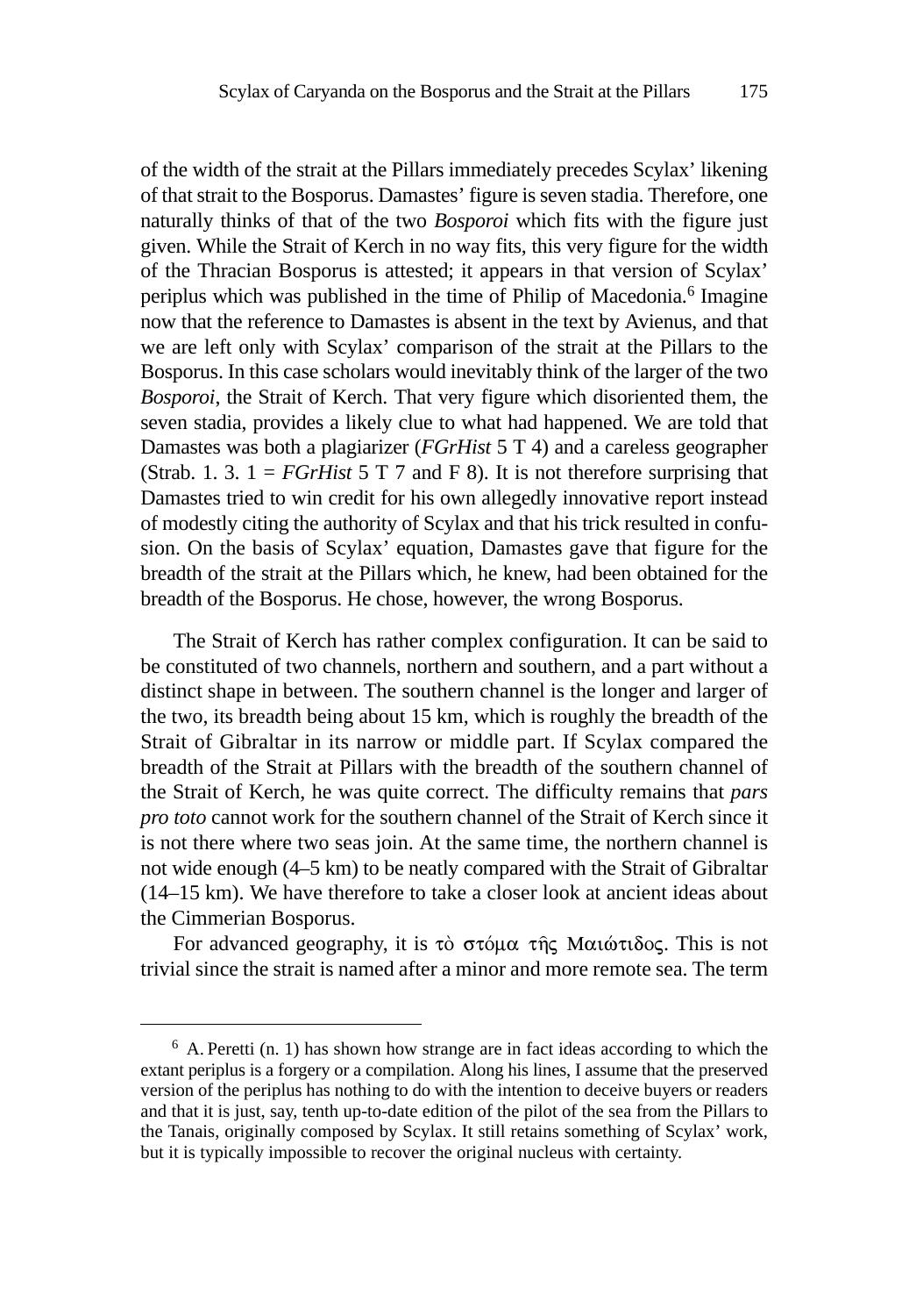of the width of the strait at the Pillars immediately precedes Scylax' likening of that strait to the Bosporus. Damastes' figure is seven stadia. Therefore, one naturally thinks of that of the two *Bosporoi* which fits with the figure just given. While the Strait of Kerch in no way fits, this very figure for the width of the Thracian Bosporus is attested; it appears in that version of Scylax' periplus which was published in the time of Philip of Macedonia.[6] Imagine now that the reference to Damastes is absent in the text by Avienus, and that we are left only with Scylax' comparison of the strait at the Pillars to the Bosporus. In this case scholars would inevitably think of the larger of the two *Bosporoi*, the Strait of Kerch. That very figure which disoriented them, the seven stadia, provides a likely clue to what had happened. We are told that Damastes was both a plagiarizer (*FGrHist* 5 T 4) and a careless geographer (Strab. 1. 3. 1 = *FGrHist* 5 T 7 and F 8). It is not therefore surprising that Damastes tried to win credit for his own allegedly innovative report instead of modestly citing the authority of Scylax and that his trick resulted in confusion. On the basis of Scylax' equation, Damastes gave that figure for the breadth of the strait at the Pillars which, he knew, had been obtained for the breadth of the Bosporus. He chose, however, the wrong Bosporus.

The Strait of Kerch has rather complex configuration. It can be said to be constituted of two channels, northern and southern, and a part without a distinct shape in between. The southern channel is the longer and larger of the two, its breadth being about 15 km, which is roughly the breadth of the Strait of Gibraltar in its narrow or middle part. If Scylax compared the breadth of the Strait at Pillars with the breadth of the southern channel of the Strait of Kerch, he was quite correct. The difficulty remains that *pars pro toto* cannot work for the southern channel of the Strait of Kerch since it is not there where two seas join. At the same time, the northern channel is not wide enough (4–5 km) to be neatly compared with the Strait of Gibraltar (14–15 km). We have therefore to take a closer look at ancient ideas about the Cimmerian Bosporus.

For advanced geography, it is τὸ στόμα τῆς Μαιώτιδος. This is not trivial since the strait is named after a minor and more remote sea. The term

---

[6] A. Peretti (n. 1) has shown how strange are in fact ideas according to which the extant periplus is a forgery or a compilation. Along his lines, I assume that the preserved version of the periplus has nothing to do with the intention to deceive buyers or readers and that it is just, say, tenth up-to-date edition of the pilot of the sea from the Pillars to the Tanais, originally composed by Scylax. It still retains something of Scylax' work, but it is typically impossible to recover the original nucleus with certainty.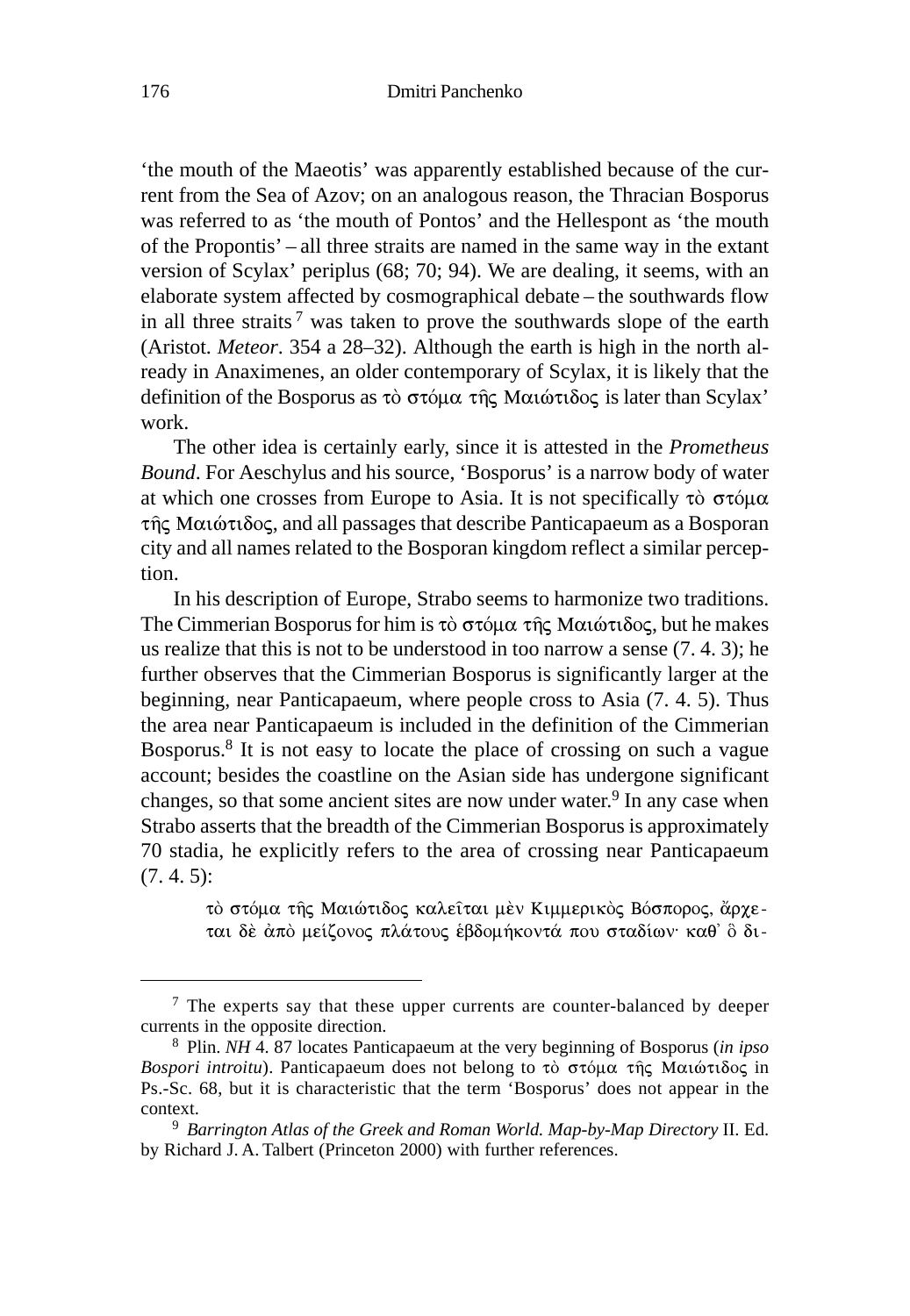‘the mouth of the Maeotis’ was apparently established because of the current from the Sea of Azov; on an analogous reason, the Thracian Bosporus was referred to as ‘the mouth of Pontos’ and the Hellespont as ‘the mouth of the Propontis’ – all three straits are named in the same way in the extant version of Scylax’ periplus (68; 70; 94). We are dealing, it seems, with an elaborate system affected by cosmographical debate – the southwards flow in all three straits [7] was taken to prove the southwards slope of the earth (Aristot. *Meteor*. 354 a 28–32). Although the earth is high in the north already in Anaximenes, an older contemporary of Scylax, it is likely that the definition of the Bosporus as τὸ στόμα τῆς Μαιώτιδος is later than Scylax’ work.

The other idea is certainly early, since it is attested in the *Prometheus Bound*. For Aeschylus and his source, ‘Bosporus’ is a narrow body of water at which one crosses from Europe to Asia. It is not specifically τὸ στόμα τῆς Μαιώτιδος, and all passages that describe Panticapaeum as a Bosporan city and all names related to the Bosporan kingdom reflect a similar perception.

In his description of Europe, Strabo seems to harmonize two traditions. The Cimmerian Bosporus for him is τὸ στόμα τῆς Μαιώτιδος, but he makes us realize that this is not to be understood in too narrow a sense (7. 4. 3); he further observes that the Cimmerian Bosporus is significantly larger at the beginning, near Panticapaeum, where people cross to Asia (7. 4. 5). Thus the area near Panticapaeum is included in the definition of the Cimmerian Bosporus.[8] It is not easy to locate the place of crossing on such a vague account; besides the coastline on the Asian side has undergone significant changes, so that some ancient sites are now under water.[9] In any case when Strabo asserts that the breadth of the Cimmerian Bosporus is approximately 70 stadia, he explicitly refers to the area of crossing near Panticapaeum (7. 4. 5):

> τὸ στόμα τῆς Μαιώτιδος καλεῖται μὲν Κιμμερικὸς Βόσπορος, ἄρχεται δὲ ἀπὸ μείζονος πλάτους ἑβδομήκοντά που σταδίων· καθ᾽ ὃ δι-

---

[7] The experts say that these upper currents are counter-balanced by deeper currents in the opposite direction.

[8] Plin. *NH* 4. 87 locates Panticapaeum at the very beginning of Bosporus (*in ipso Bospori introitu*). Panticapaeum does not belong to τὸ στόμα τῆς Μαιώτιδος in Ps.-Sc. 68, but it is characteristic that the term ‘Bosporus’ does not appear in the context.

[9] *Barrington Atlas of the Greek and Roman World. Map-by-Map Directory* II. Ed. by Richard J. A. Talbert (Princeton 2000) with further references.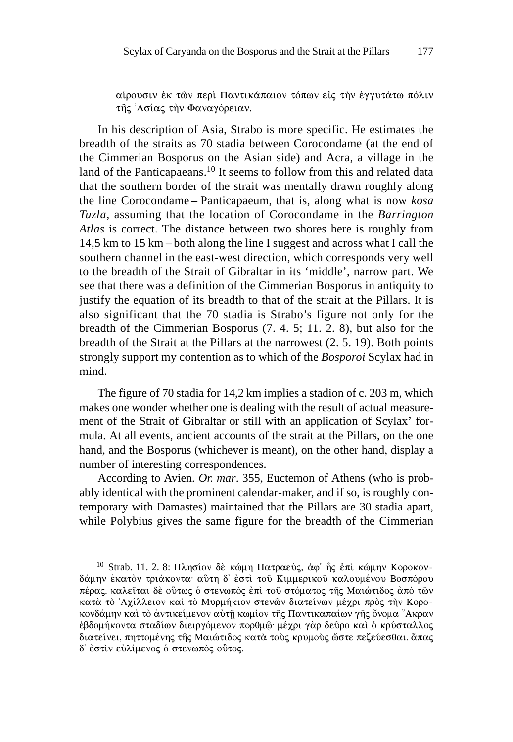αἵρουσιν ἐκ τῶν περὶ Παντικάπαιον τόπων εἰς τὴν ἐγγυτάτω πόλιν τῆς Ἀσίας τὴν Φαναγόρειαν.

In his description of Asia, Strabo is more specific. He estimates the breadth of the straits as 70 stadia between Corocondame (at the end of the Cimmerian Bosporus on the Asian side) and Acra, a village in the land of the Panticapaeans.[10] It seems to follow from this and related data that the southern border of the strait was mentally drawn roughly along the line Corocondame – Panticapaeum, that is, along what is now *kosa Tuzla*, assuming that the location of Corocondame in the *Barrington Atlas* is correct. The distance between two shores here is roughly from 14,5 km to 15 km – both along the line I suggest and across what I call the southern channel in the east-west direction, which corresponds very well to the breadth of the Strait of Gibraltar in its 'middle', narrow part. We see that there was a definition of the Cimmerian Bosporus in antiquity to justify the equation of its breadth to that of the strait at the Pillars. It is also significant that the 70 stadia is Strabo's figure not only for the breadth of the Cimmerian Bosporus (7. 4. 5; 11. 2. 8), but also for the breadth of the Strait at the Pillars at the narrowest (2. 5. 19). Both points strongly support my contention as to which of the *Bosporoi* Scylax had in mind.

The figure of 70 stadia for 14,2 km implies a stadion of c. 203 m, which makes one wonder whether one is dealing with the result of actual measurement of the Strait of Gibraltar or still with an application of Scylax' formula. At all events, ancient accounts of the strait at the Pillars, on the one hand, and the Bosporus (whichever is meant), on the other hand, display a number of interesting correspondences.

According to Avien. *Or. mar*. 355, Euctemon of Athens (who is probably identical with the prominent calendar-maker, and if so, is roughly contemporary with Damastes) maintained that the Pillars are 30 stadia apart, while Polybius gives the same figure for the breadth of the Cimmerian

---

[10] Strab. 11. 2. 8: Πλησίον δὲ κώμη Πατραεύς, ἀφ᾽ ἧς ἐπὶ κώμην Κοροκονδάμην ἑκατὸν τριάκοντα· αὕτη δ᾽ ἐστὶ τοῦ Κιμμερικοῦ καλουμένου Βοσπόρου πέρας. καλεῖται δὲ οὕτως ὁ στενωπὸς ἐπὶ τοῦ στόματος τῆς Μαιώτιδος ἀπὸ τῶν κατὰ τὸ Ἀχίλλειον καὶ τὸ Μυρμήκιον στενῶν διατείνων μέχρι πρὸς τὴν Κοροκονδάμην καὶ τὸ ἀντικείμενον αὐτῇ κωμίον τῆς Παντικαπαίων γῆς ὄνομα Ἄκραν ἑβδομήκοντα σταδίων διειργόμενον πορθμῷ· μέχρι γὰρ δεῦρο καὶ ὁ κρύσταλλος διατείνει, πηττομένης τῆς Μαιώτιδος κατὰ τοὺς κρυμοὺς ὥστε πεζεύεσθαι. ἅπας δ᾽ ἐστὶν εὐλίμενος ὁ στενωπὸς οὗτος.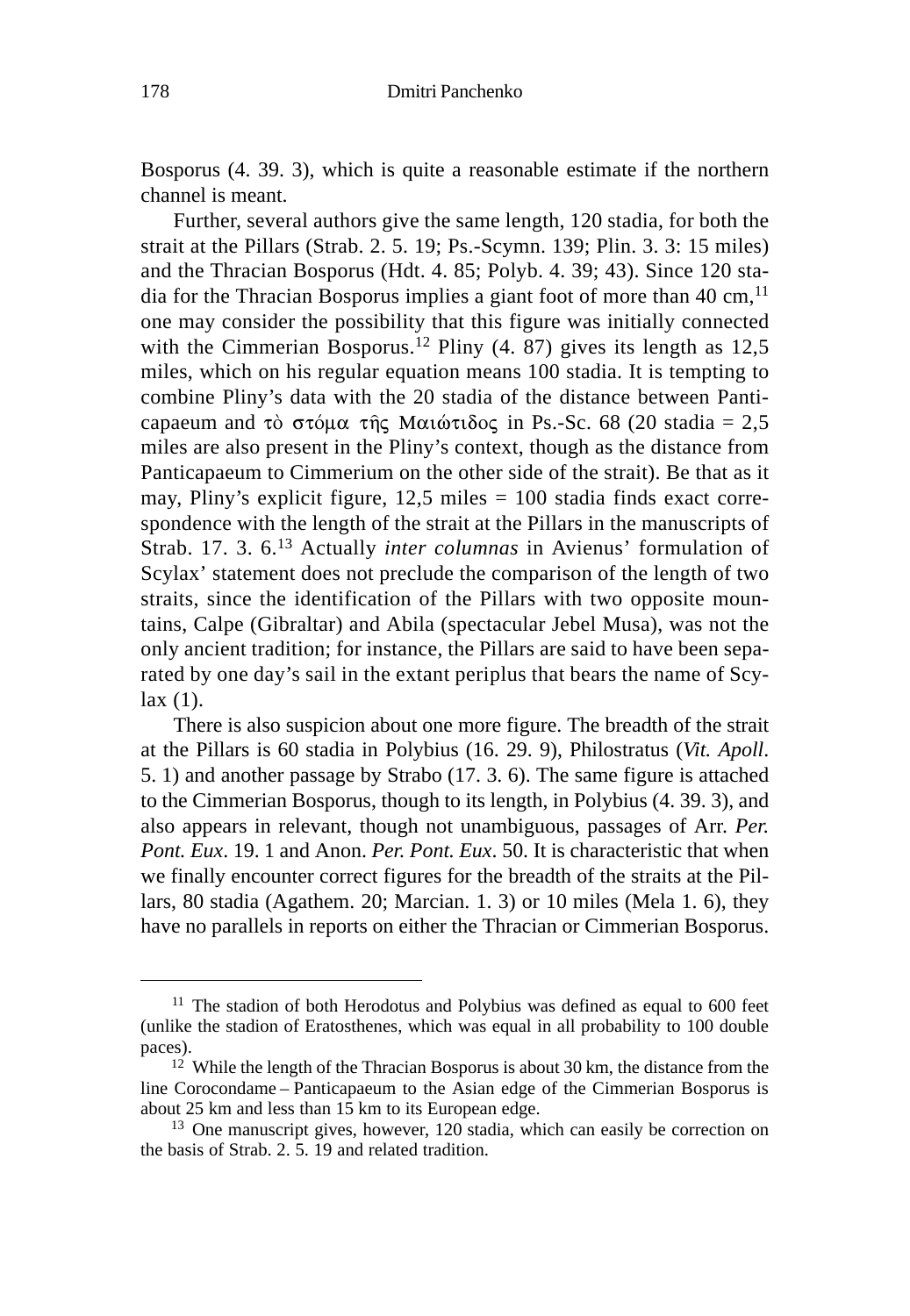Bosporus (4. 39. 3), which is quite a reasonable estimate if the northern channel is meant.

Further, several authors give the same length, 120 stadia, for both the strait at the Pillars (Strab. 2. 5. 19; Ps.-Scymn. 139; Plin. 3. 3: 15 miles) and the Thracian Bosporus (Hdt. 4. 85; Polyb. 4. 39; 43). Since 120 stadia for the Thracian Bosporus implies a giant foot of more than 40 cm,[11] one may consider the possibility that this figure was initially connected with the Cimmerian Bosporus.[12] Pliny (4. 87) gives its length as 12,5 miles, which on his regular equation means 100 stadia. It is tempting to combine Pliny's data with the 20 stadia of the distance between Panticapaeum and τὸ στόμα τῆς Μαιώτιδος in Ps.-Sc. 68 (20 stadia = 2,5 miles are also present in the Pliny's context, though as the distance from Panticapaeum to Cimmerium on the other side of the strait). Be that as it may, Pliny's explicit figure, 12,5 miles = 100 stadia finds exact correspondence with the length of the strait at the Pillars in the manuscripts of Strab. 17. 3. 6.[13] Actually *inter columnas* in Avienus' formulation of Scylax' statement does not preclude the comparison of the length of two straits, since the identification of the Pillars with two opposite mountains, Calpe (Gibraltar) and Abila (spectacular Jebel Musa), was not the only ancient tradition; for instance, the Pillars are said to have been separated by one day's sail in the extant periplus that bears the name of Scylax (1).

There is also suspicion about one more figure. The breadth of the strait at the Pillars is 60 stadia in Polybius (16. 29. 9), Philostratus (*Vit. Apoll.* 5. 1) and another passage by Strabo (17. 3. 6). The same figure is attached to the Cimmerian Bosporus, though to its length, in Polybius (4. 39. 3), and also appears in relevant, though not unambiguous, passages of Arr. *Per. Pont. Eux*. 19. 1 and Anon. *Per. Pont. Eux*. 50. It is characteristic that when we finally encounter correct figures for the breadth of the straits at the Pillars, 80 stadia (Agathem. 20; Marcian. 1. 3) or 10 miles (Mela 1. 6), they have no parallels in reports on either the Thracian or Cimmerian Bosporus.

---

[11] The stadion of both Herodotus and Polybius was defined as equal to 600 feet (unlike the stadion of Eratosthenes, which was equal in all probability to 100 double paces).

[12] While the length of the Thracian Bosporus is about 30 km, the distance from the line Corocondame – Panticapaeum to the Asian edge of the Cimmerian Bosporus is about 25 km and less than 15 km to its European edge.

[13] One manuscript gives, however, 120 stadia, which can easily be correction on the basis of Strab. 2. 5. 19 and related tradition.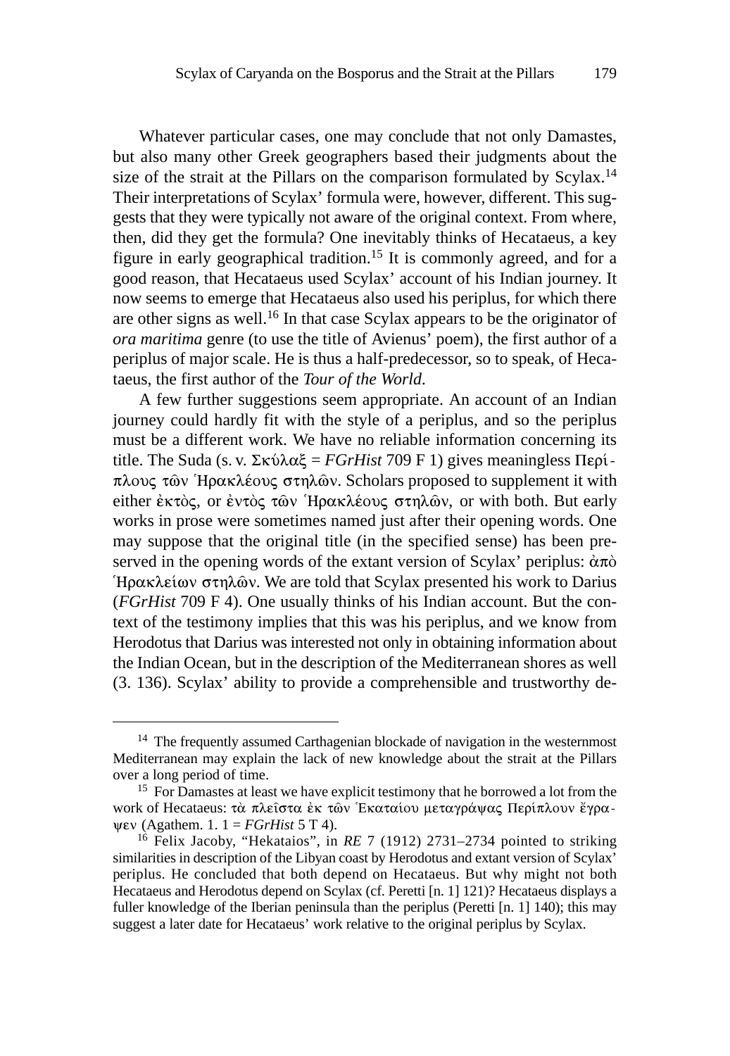Whatever particular cases, one may conclude that not only Damastes, but also many other Greek geographers based their judgments about the size of the strait at the Pillars on the comparison formulated by Scylax.[14] Their interpretations of Scylax' formula were, however, different. This suggests that they were typically not aware of the original context. From where, then, did they get the formula? One inevitably thinks of Hecataeus, a key figure in early geographical tradition.[15] It is commonly agreed, and for a good reason, that Hecataeus used Scylax' account of his Indian journey. It now seems to emerge that Hecataeus also used his periplus, for which there are other signs as well.[16] In that case Scylax appears to be the originator of *ora maritima* genre (to use the title of Avienus' poem), the first author of a periplus of major scale. He is thus a half-predecessor, so to speak, of Hecataeus, the first author of the *Tour of the World*.

A few further suggestions seem appropriate. An account of an Indian journey could hardly fit with the style of a periplus, and so the periplus must be a different work. We have no reliable information concerning its title. The Suda (s. v. Σκύλαξ = *FGrHist* 709 F 1) gives meaningless Περίπλους τῶν Ἡρακλέους στηλῶν. Scholars proposed to supplement it with either ἐκτὸς, or ἐντὸς τῶν Ἡρακλέους στηλῶν, or with both. But early works in prose were sometimes named just after their opening words. One may suppose that the original title (in the specified sense) has been preserved in the opening words of the extant version of Scylax' periplus: ἀπὸ Ἡρακλείων στηλῶν. We are told that Scylax presented his work to Darius (*FGrHist* 709 F 4). One usually thinks of his Indian account. But the context of the testimony implies that this was his periplus, and we know from Herodotus that Darius was interested not only in obtaining information about the Indian Ocean, but in the description of the Mediterranean shores as well (3. 136). Scylax' ability to provide a comprehensible and trustworthy de-

---

[14] The frequently assumed Carthagenian blockade of navigation in the westernmost Mediterranean may explain the lack of new knowledge about the strait at the Pillars over a long period of time.

[15] For Damastes at least we have explicit testimony that he borrowed a lot from the work of Hecataeus: τὰ πλεῖστα ἐκ τῶν Ἑκαταίου μεταγράψας Περίπλουν ἔγραψεν (Agathem. 1. 1 = *FGrHist* 5 T 4).

[16] Felix Jacoby, "Hekataios", in *RE* 7 (1912) 2731–2734 pointed to striking similarities in description of the Libyan coast by Herodotus and extant version of Scylax' periplus. He concluded that both depend on Hecataeus. But why might not both Hecataeus and Herodotus depend on Scylax (cf. Peretti [n. 1] 121)? Hecataeus displays a fuller knowledge of the Iberian peninsula than the periplus (Peretti [n. 1] 140); this may suggest a later date for Hecataeus' work relative to the original periplus by Scylax.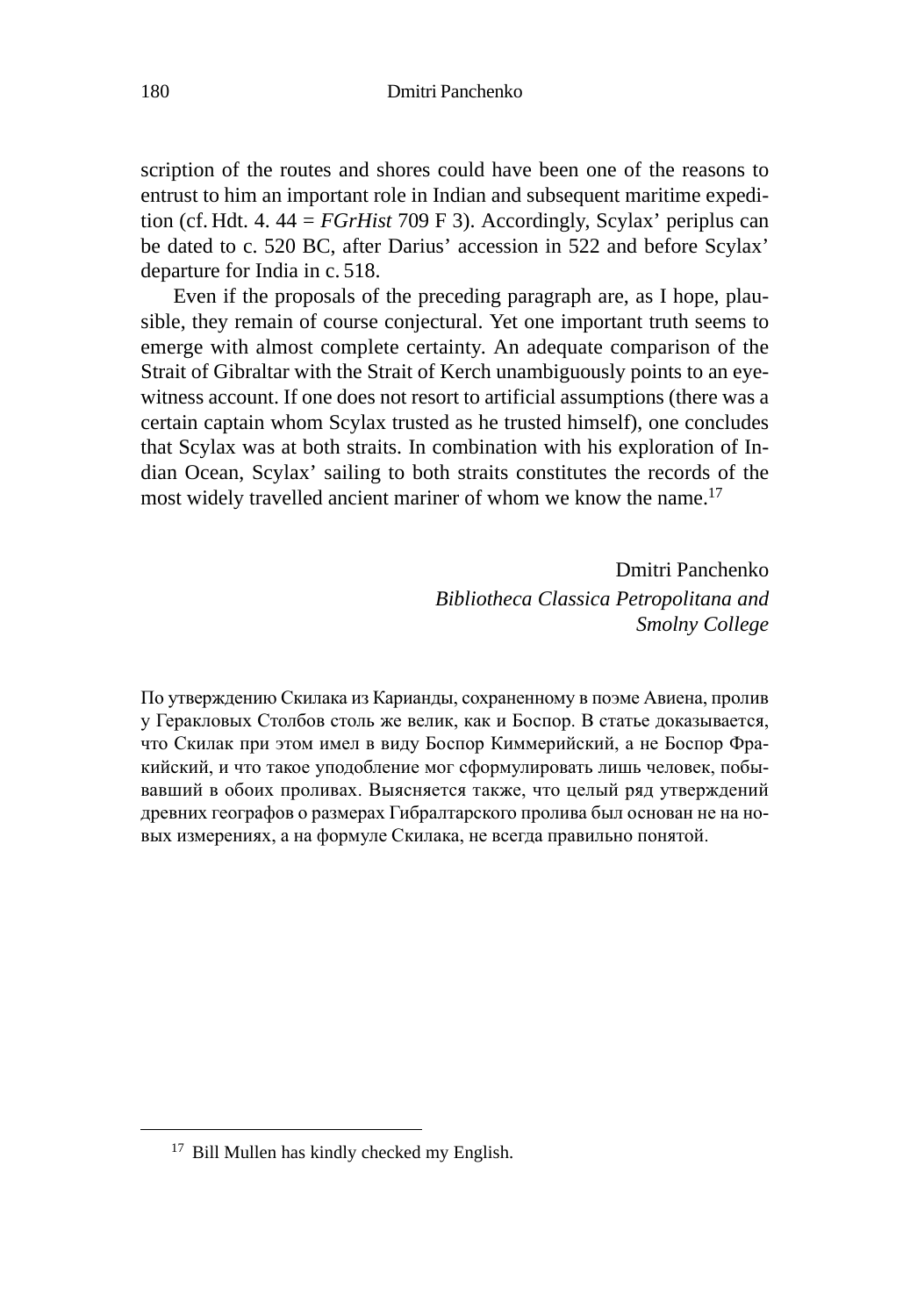scription of the routes and shores could have been one of the reasons to entrust to him an important role in Indian and subsequent maritime expedition (cf. Hdt. 4. 44 = *FGrHist* 709 F 3). Accordingly, Scylax' periplus can be dated to c. 520 BC, after Darius' accession in 522 and before Scylax' departure for India in c. 518.

Even if the proposals of the preceding paragraph are, as I hope, plausible, they remain of course conjectural. Yet one important truth seems to emerge with almost complete certainty. An adequate comparison of the Strait of Gibraltar with the Strait of Kerch unambiguously points to an eyewitness account. If one does not resort to artificial assumptions (there was a certain captain whom Scylax trusted as he trusted himself), one concludes that Scylax was at both straits. In combination with his exploration of Indian Ocean, Scylax' sailing to both straits constitutes the records of the most widely travelled ancient mariner of whom we know the name.[17]

Dmitri Panchenko
*Bibliotheca Classica Petropolitana and Smolny College*

По утверждению Скилака из Карианды, сохраненному в поэме Авиена, пролив у Геракловых Столбов столь же велик, как и Боспор. В статье доказывается, что Скилак при этом имел в виду Боспор Киммерийский, а не Боспор Фракийский, и что такое уподобление мог сформулировать лишь человек, побывавший в обоих проливах. Выясняется также, что целый ряд утверждений древних географов о размерах Гибралтарского пролива был основан не на новых измерениях, а на формуле Скилака, не всегда правильно понятой.

---

[17] Bill Mullen has kindly checked my English.